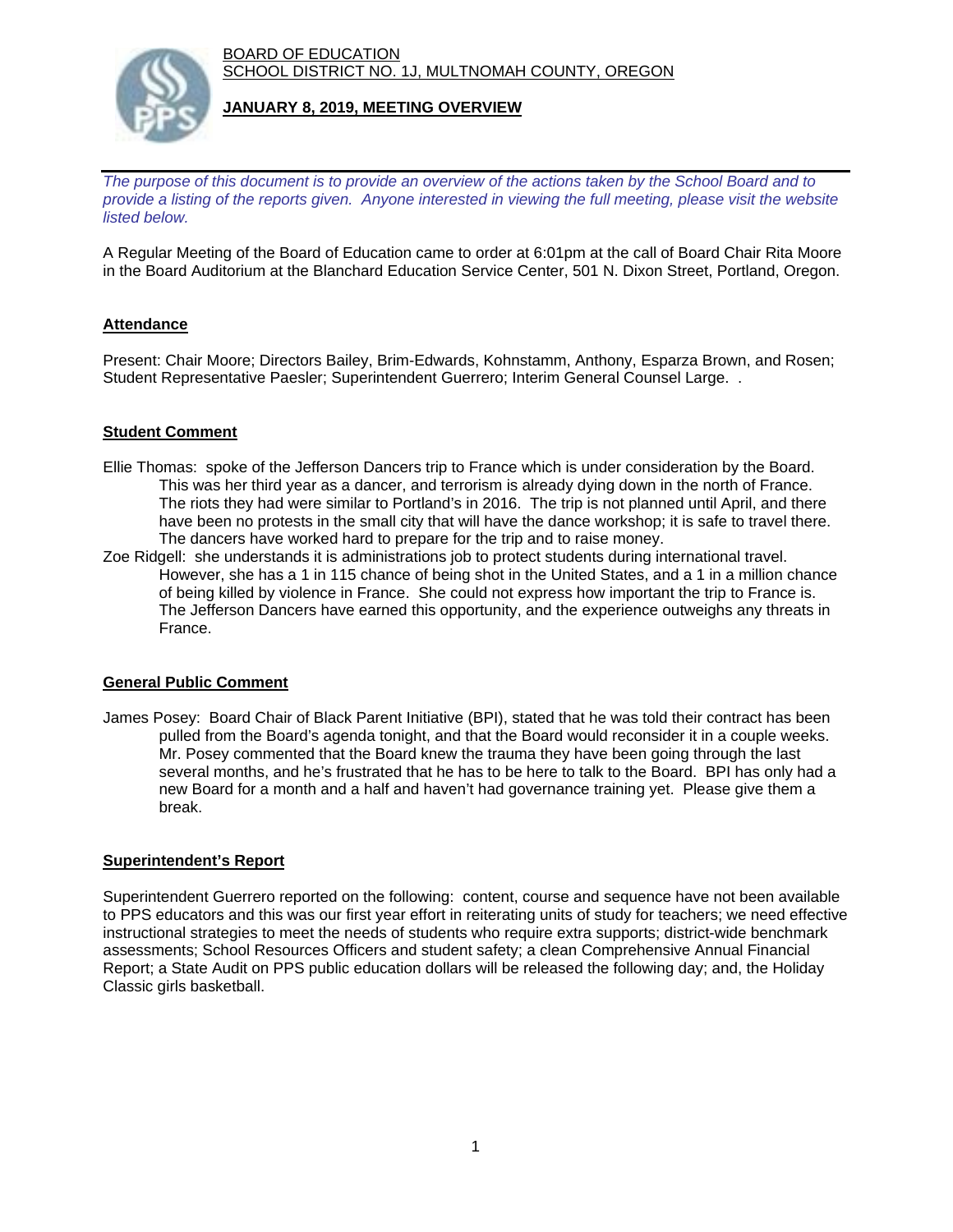BOARD OF EDUCATION
SCHOOL DISTRICT NO. 1J, MULTNOMAH COUNTY, OREGON

**JANUARY 8, 2019, MEETING OVERVIEW**

*The purpose of this document is to provide an overview of the actions taken by the School Board and to provide a listing of the reports given. Anyone interested in viewing the full meeting, please visit the website listed below.*

A Regular Meeting of the Board of Education came to order at 6:01pm at the call of Board Chair Rita Moore in the Board Auditorium at the Blanchard Education Service Center, 501 N. Dixon Street, Portland, Oregon.

## Attendance

Present: Chair Moore; Directors Bailey, Brim-Edwards, Kohnstamm, Anthony, Esparza Brown, and Rosen; Student Representative Paesler; Superintendent Guerrero; Interim General Counsel Large. .

## Student Comment

Ellie Thomas: spoke of the Jefferson Dancers trip to France which is under consideration by the Board. This was her third year as a dancer, and terrorism is already dying down in the north of France. The riots they had were similar to Portland's in 2016. The trip is not planned until April, and there have been no protests in the small city that will have the dance workshop; it is safe to travel there. The dancers have worked hard to prepare for the trip and to raise money.

Zoe Ridgell: she understands it is administrations job to protect students during international travel. However, she has a 1 in 115 chance of being shot in the United States, and a 1 in a million chance of being killed by violence in France. She could not express how important the trip to France is. The Jefferson Dancers have earned this opportunity, and the experience outweighs any threats in France.

## General Public Comment

James Posey: Board Chair of Black Parent Initiative (BPI), stated that he was told their contract has been pulled from the Board's agenda tonight, and that the Board would reconsider it in a couple weeks. Mr. Posey commented that the Board knew the trauma they have been going through the last several months, and he's frustrated that he has to be here to talk to the Board. BPI has only had a new Board for a month and a half and haven't had governance training yet. Please give them a break.

## Superintendent's Report

Superintendent Guerrero reported on the following: content, course and sequence have not been available to PPS educators and this was our first year effort in reiterating units of study for teachers; we need effective instructional strategies to meet the needs of students who require extra supports; district-wide benchmark assessments; School Resources Officers and student safety; a clean Comprehensive Annual Financial Report; a State Audit on PPS public education dollars will be released the following day; and, the Holiday Classic girls basketball.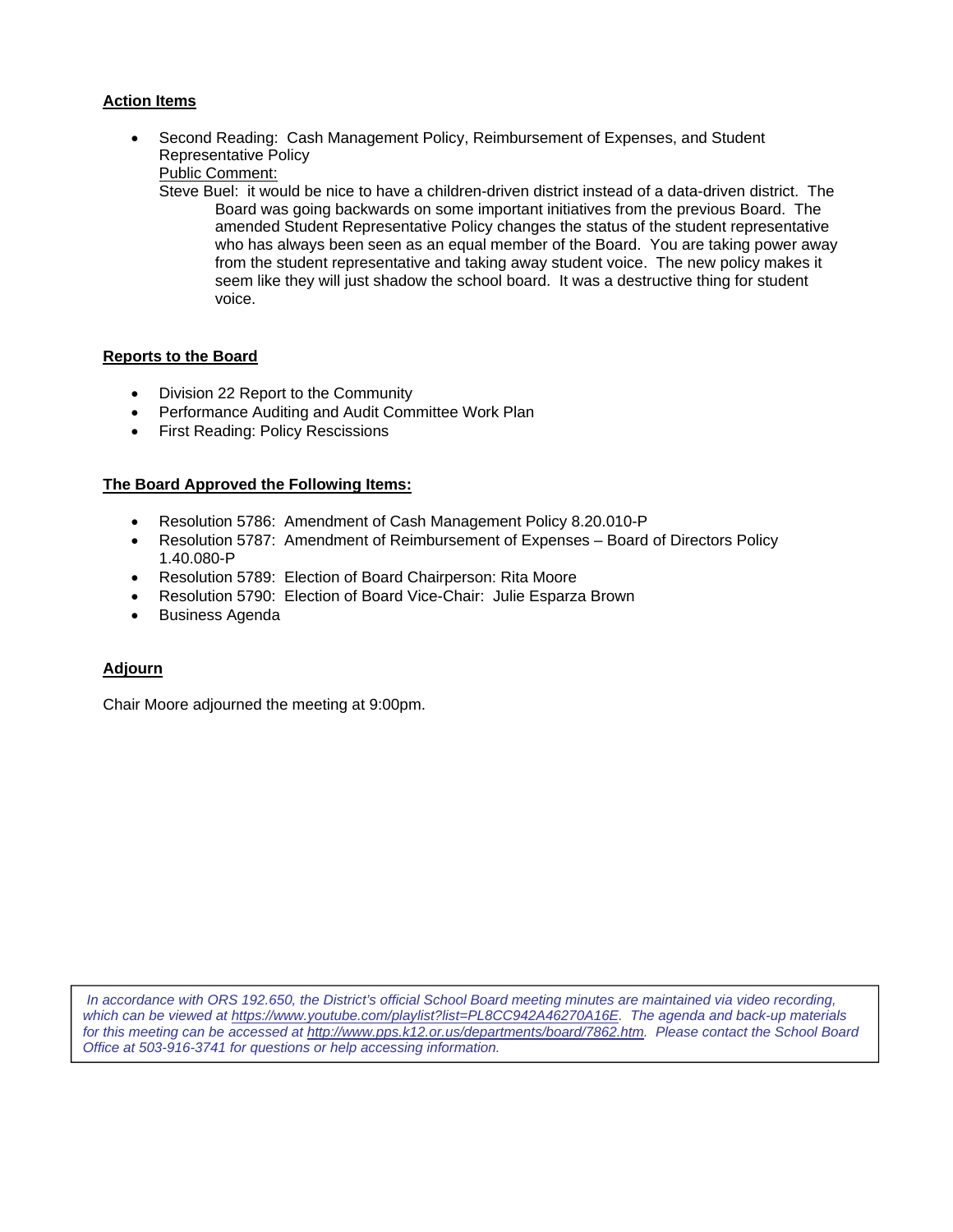**Action Items**

- Second Reading: Cash Management Policy, Reimbursement of Expenses, and Student Representative Policy
  Public Comment:
  Steve Buel: it would be nice to have a children-driven district instead of a data-driven district. The Board was going backwards on some important initiatives from the previous Board. The amended Student Representative Policy changes the status of the student representative who has always been seen as an equal member of the Board. You are taking power away from the student representative and taking away student voice. The new policy makes it seem like they will just shadow the school board. It was a destructive thing for student voice.

**Reports to the Board**

- Division 22 Report to the Community
- Performance Auditing and Audit Committee Work Plan
- First Reading: Policy Rescissions

**The Board Approved the Following Items:**

- Resolution 5786: Amendment of Cash Management Policy 8.20.010-P
- Resolution 5787: Amendment of Reimbursement of Expenses – Board of Directors Policy 1.40.080-P
- Resolution 5789: Election of Board Chairperson: Rita Moore
- Resolution 5790: Election of Board Vice-Chair: Julie Esparza Brown
- Business Agenda

**Adjourn**

Chair Moore adjourned the meeting at 9:00pm.

*In accordance with ORS 192.650, the District's official School Board meeting minutes are maintained via video recording, which can be viewed at https://www.youtube.com/playlist?list=PL8CC942A46270A16E. The agenda and back-up materials for this meeting can be accessed at http://www.pps.k12.or.us/departments/board/7862.htm. Please contact the School Board Office at 503-916-3741 for questions or help accessing information.*